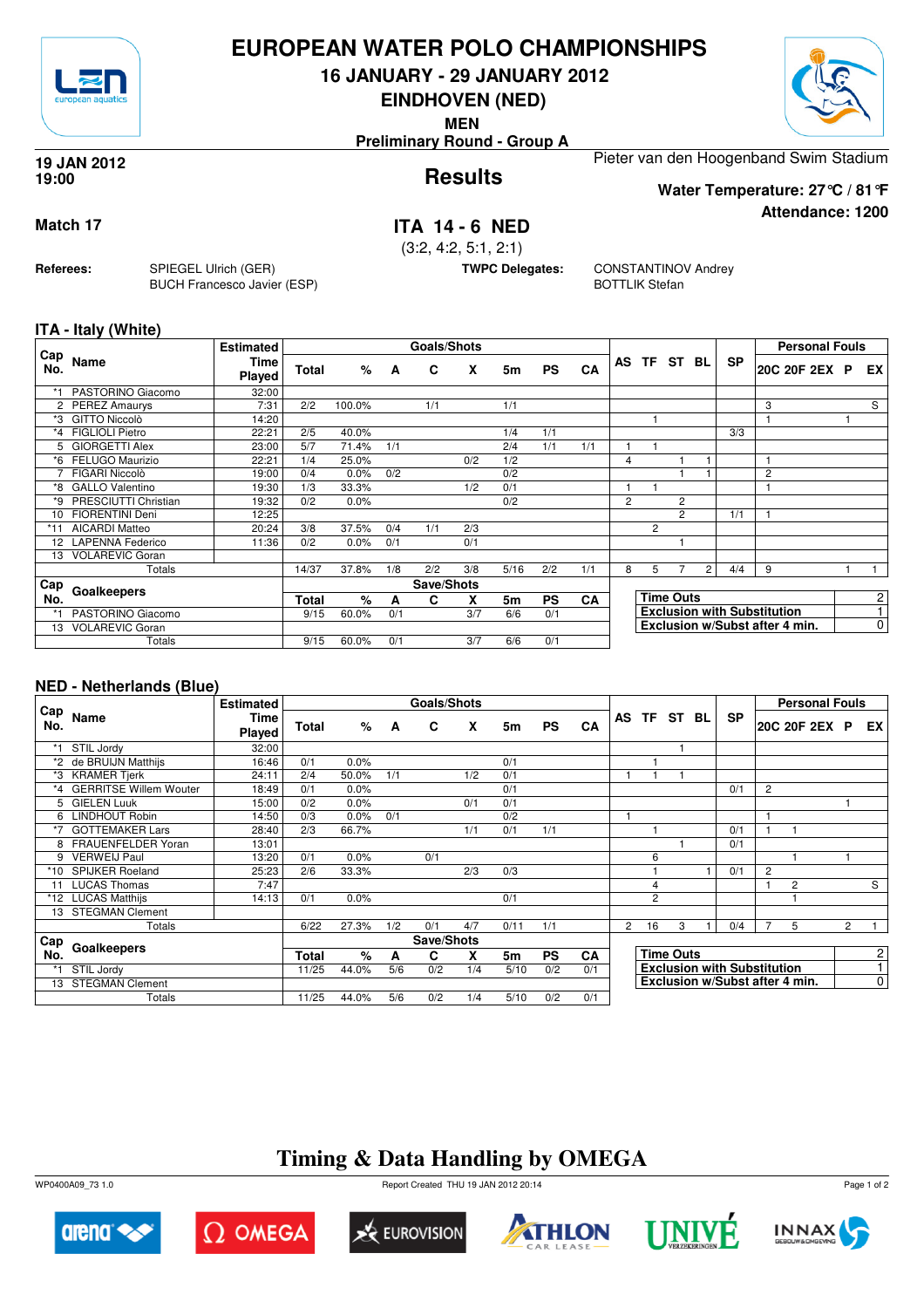# EUROPEAN WATER POLO CHAMPIONSHIPS

**16 JANUARY - 29 JANUARY 2012**

**EINDHOVEN (NED)**

**MEN**

**Preliminary Round - Group A**

**19 JAN 2012**
**19:00**

## Results

Pieter van den Hoogenband Swim Stadium

**Water Temperature: 27°C / 81°F**

**Attendance: 1200**

**Match 17**

## ITA 14 - 6 NED

(3:2, 4:2, 5:1, 2:1)

**Referees:** SPIEGEL Ulrich (GER), BUCH Francesco Javier (ESP)

**TWPC Delegates:** CONSTANTINOV Andrey, BOTTLIK Stefan

### ITA - Italy (White)

| Cap No. | Name | Estimated Time Played | Total | % | A | C | X | 5m | PS | CA | AS | TF | ST | BL | SP | 20C | 20F | 2EX | P | EX |
|---|---|---|---|---|---|---|---|---|---|---|---|---|---|---|---|---|---|---|---|---|
| | | | Goals/Shots | | | | | | | | | | | | | Personal Fouls | | | | |
| *1 | PASTORINO Giacomo | 32:00 | | | | | | | | | | | | | | | | | | |
| 2 | PEREZ Amaurys | 7:31 | 2/2 | 100.0% | | 1/1 | | 1/1 | | | | | | | | 3 | | | | S |
| *3 | GITTO Niccolò | 14:20 | | | | | | | | | | 1 | | | | 1 | | | 1 | |
| *4 | FIGLIOLI Pietro | 22:21 | 2/5 | 40.0% | | | | 1/4 | 1/1 | | | | | | 3/3 | | | | | |
| 5 | GIORGETTI Alex | 23:00 | 5/7 | 71.4% | 1/1 | | | 2/4 | 1/1 | 1/1 | 1 | 1 | | | | | | | | |
| *6 | FELUGO Maurizio | 22:21 | 1/4 | 25.0% | | | 0/2 | 1/2 | | | 4 | | 1 | 1 | | 1 | | | | |
| 7 | FIGARI Niccolò | 19:00 | 0/4 | 0.0% | 0/2 | | | 0/2 | | | | | 1 | 1 | | 2 | | | | |
| *8 | GALLO Valentino | 19:30 | 1/3 | 33.3% | | | 1/2 | 0/1 | | | 1 | 1 | | | | 1 | | | | |
| *9 | PRESCIUTTI Christian | 19:32 | 0/2 | 0.0% | | | | 0/2 | | | 2 | | 2 | | | | | | | |
| 10 | FIORENTINI Deni | 12:25 | | | | | | | | | | | 2 | | 1/1 | 1 | | | | |
| *11 | AICARDI Matteo | 20:24 | 3/8 | 37.5% | 0/4 | 1/1 | 2/3 | | | | | 2 | | | | | | | | |
| 12 | LAPENNA Federico | 11:36 | 0/2 | 0.0% | 0/1 | | 0/1 | | | | | | 1 | | | | | | | |
| 13 | VOLAREVIC Goran | | | | | | | | | | | | | | | | | | | |
| | Totals | | 14/37 | 37.8% | 1/8 | 2/2 | 3/8 | 5/16 | 2/2 | 1/1 | 8 | 5 | 7 | 2 | 4/4 | 9 | | | 1 | 1 |

| Cap No. | Goalkeepers | Total | % | A | C | X | 5m | PS | CA |
|---|---|---|---|---|---|---|---|---|---|
| | | Save/Shots | | | | | | | |
| *1 | PASTORINO Giacomo | 9/15 | 60.0% | 0/1 | | 3/7 | 6/6 | 0/1 | |
| 13 | VOLAREVIC Goran | | | | | | | | |
| | Totals | 9/15 | 60.0% | 0/1 | | 3/7 | 6/6 | 0/1 | |

| | |
|---|---|
| Time Outs | 2 |
| Exclusion with Substitution | 1 |
| Exclusion w/Subst after 4 min. | 0 |

### NED - Netherlands (Blue)

| Cap No. | Name | Estimated Time Played | Total | % | A | C | X | 5m | PS | CA | AS | TF | ST | BL | SP | 20C | 20F | 2EX | P | EX |
|---|---|---|---|---|---|---|---|---|---|---|---|---|---|---|---|---|---|---|---|---|
| | | | Goals/Shots | | | | | | | | | | | | | Personal Fouls | | | | |
| *1 | STIL Jordy | 32:00 | | | | | | | | | | | 1 | | | | | | | |
| *2 | de BRUIJN Matthijs | 16:46 | 0/1 | 0.0% | | | | 0/1 | | | | 1 | | | | | | | | |
| *3 | KRAMER Tjerk | 24:11 | 2/4 | 50.0% | 1/1 | | 1/2 | 0/1 | | | 1 | 1 | 1 | | | | | | | |
| *4 | GERRITSE Willem Wouter | 18:49 | 0/1 | 0.0% | | | | 0/1 | | | | | | | 0/1 | 2 | | | | |
| 5 | GIELEN Luuk | 15:00 | 0/2 | 0.0% | | | 0/1 | 0/1 | | | | | | | | | | | 1 | |
| 6 | LINDHOUT Robin | 14:50 | 0/3 | 0.0% | 0/1 | | | 0/2 | | | 1 | | | | | 1 | | | | |
| *7 | GOTTEMAKER Lars | 28:40 | 2/3 | 66.7% | | | 1/1 | 0/1 | 1/1 | | | 1 | | | 0/1 | 1 | 1 | | | |
| 8 | FRAUENFELDER Yoran | 13:01 | | | | | | | | | | | 1 | | 0/1 | | | | | |
| 9 | VERWEIJ Paul | 13:20 | 0/1 | 0.0% | | 0/1 | | | | | | 6 | | | | | 1 | | 1 | |
| *10 | SPIJKER Roeland | 25:23 | 2/6 | 33.3% | | | 2/3 | 0/3 | | | | 1 | | 1 | 0/1 | 2 | | | | |
| 11 | LUCAS Thomas | 7:47 | | | | | | | | | | 4 | | | | 1 | 2 | | | S |
| *12 | LUCAS Matthijs | 14:13 | 0/1 | 0.0% | | | | 0/1 | | | | 2 | | | | | 1 | | | |
| 13 | STEGMAN Clement | | | | | | | | | | | | | | | | | | | |
| | Totals | | 6/22 | 27.3% | 1/2 | 0/1 | 4/7 | 0/11 | 1/1 | | 2 | 16 | 3 | 1 | 0/4 | 7 | 5 | | 2 | 1 |

| Cap No. | Goalkeepers | Total | % | A | C | X | 5m | PS | CA |
|---|---|---|---|---|---|---|---|---|---|
| | | Save/Shots | | | | | | | |
| *1 | STIL Jordy | 11/25 | 44.0% | 5/6 | 0/2 | 1/4 | 5/10 | 0/2 | 0/1 |
| 13 | STEGMAN Clement | | | | | | | | |
| | Totals | 11/25 | 44.0% | 5/6 | 0/2 | 1/4 | 5/10 | 0/2 | 0/1 |

| | |
|---|---|
| Time Outs | 2 |
| Exclusion with Substitution | 1 |
| Exclusion w/Subst after 4 min. | 0 |

## Timing & Data Handling by OMEGA

WP0400A09_73 1.0 Report Created THU 19 JAN 2012 20:14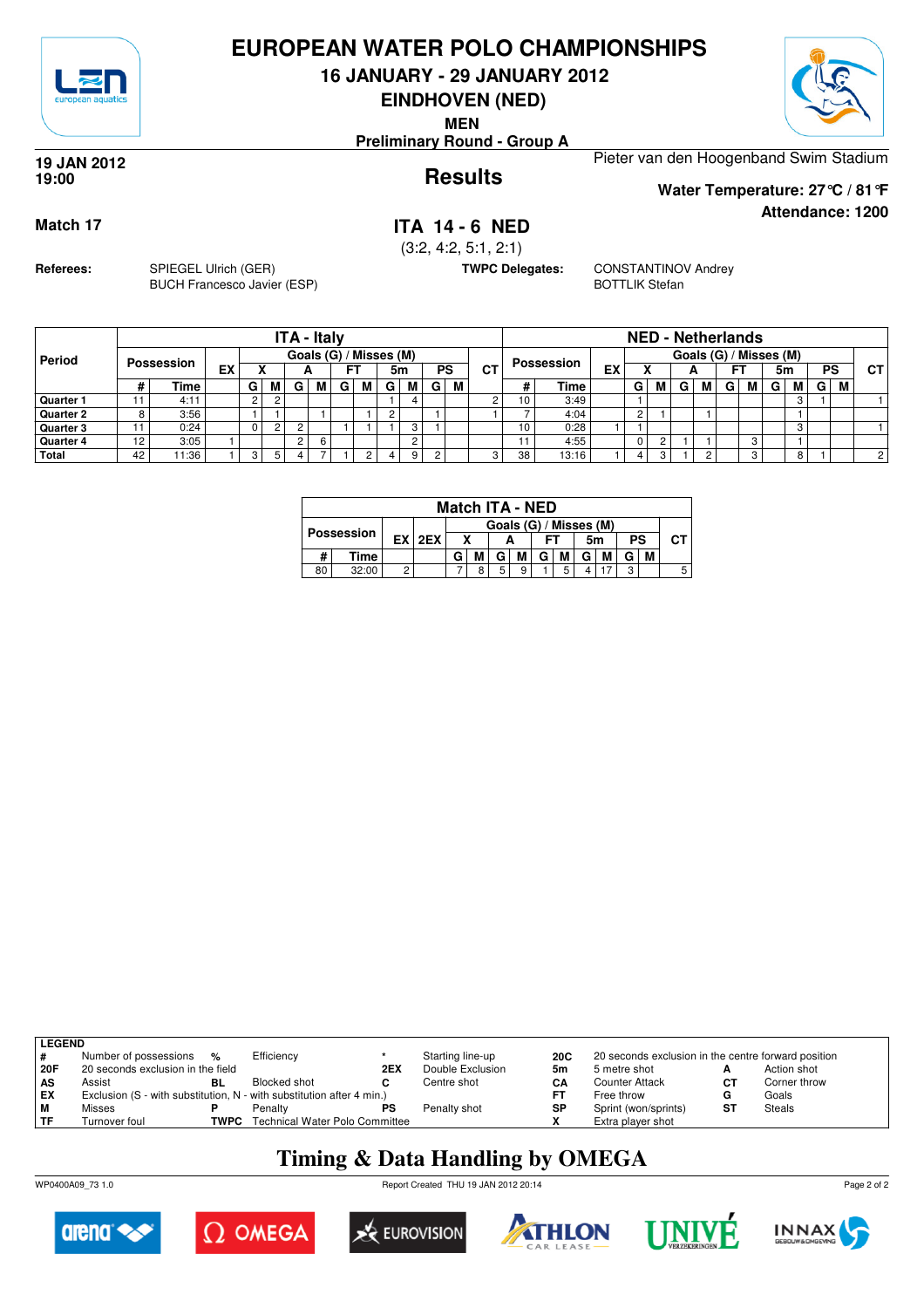# EUROPEAN WATER POLO CHAMPIONSHIPS

**16 JANUARY - 29 JANUARY 2012**

**EINDHOVEN (NED)**

**MEN**

**Preliminary Round - Group A**

**19 JAN 2012**
**19:00**

Pieter van den Hoogenband Swim Stadium

## Results

**Water Temperature: 27°C / 81°F**

**Attendance: 1200**

**Match 17**

## ITA 14 - 6 NED

(3:2, 4:2, 5:1, 2:1)

**Referees:** SPIEGEL Ulrich (GER), BUCH Francesco Javier (ESP)

**TWPC Delegates:** CONSTANTINOV Andrey, BOTTLIK Stefan

| Period | ITA - Italy | | | | | | | | | | | | | | NED - Netherlands | | | | | | | | | | | | | |
|---|---|---|---|---|---|---|---|---|---|---|---|---|---|---|---|---|---|---|---|---|---|---|---|---|---|---|---|---|
| | Possession | | EX | Goals (G) / Misses (M) | | | | | | | | | | CT | Possession | | EX | Goals (G) / Misses (M) | | | | | | | | | | CT |
| | | | | X | | A | | FT | | 5m | | PS | | | | | | X | | A | | FT | | 5m | | PS | | |
| | # | Time | | G | M | G | M | G | M | G | M | G | M | | # | Time | | G | M | G | M | G | M | G | M | G | M | |
| Quarter 1 | 11 | 4:11 | | 2 | 2 | | | | | 1 | 4 | | | 2 | 10 | 3:49 | | 1 | | | | | | | 3 | 1 | | 1 |
| Quarter 2 | 8 | 3:56 | | 1 | 1 | | 1 | | 1 | 2 | | 1 | | 1 | 7 | 4:04 | | 2 | 1 | | 1 | | | | 1 | | | |
| Quarter 3 | 11 | 0:24 | | 0 | 2 | 2 | | 1 | 1 | 1 | 3 | 1 | | | 10 | 0:28 | 1 | 1 | | | | | | | 3 | | | 1 |
| Quarter 4 | 12 | 3:05 | 1 | | | 2 | 6 | | | | 2 | | | | 11 | 4:55 | | 0 | 2 | 1 | 1 | | 3 | | 1 | | | |
| Total | 42 | 11:36 | 1 | 3 | 5 | 4 | 7 | 1 | 2 | 4 | 9 | 2 | | 3 | 38 | 13:16 | 1 | 4 | 3 | 1 | 2 | | 3 | | 8 | 1 | | 2 |

| Match ITA - NED | | | | | | | | | | | | | | |
|---|---|---|---|---|---|---|---|---|---|---|---|---|---|---|
| Possession | | EX | 2EX | Goals (G) / Misses (M) | | | | | | | | | | CT |
| | | | | X | | A | | FT | | 5m | | PS | | |
| # | Time | | | G | M | G | M | G | M | G | M | G | M | |
| 80 | 32:00 | 2 | | 7 | 8 | 5 | 9 | 1 | 5 | 4 | 17 | 3 | | 5 |

| LEGEND | | | | | | | | | |
|---|---|---|---|---|---|---|---|---|---|
| # | Number of possessions | % | Efficiency | * | Starting line-up | 20C | 20 seconds exclusion in the centre forward position | | |
| 20F | 20 seconds exclusion in the field | | | 2EX | Double Exclusion | 5m | 5 metre shot | A | Action shot |
| AS | Assist | BL | Blocked shot | C | Centre shot | CA | Counter Attack | CT | Corner throw |
| EX | Exclusion (S - with substitution, N - with substitution after 4 min.) | | | | | FT | Free throw | G | Goals |
| M | Misses | P | Penalty | PS | Penalty shot | SP | Sprint (won/sprints) | ST | Steals |
| TF | Turnover foul | TWPC | Technical Water Polo Committee | | | X | Extra player shot | | |

## Timing & Data Handling by OMEGA

WP0400A09_73 1.0 Report Created THU 19 JAN 2012 20:14